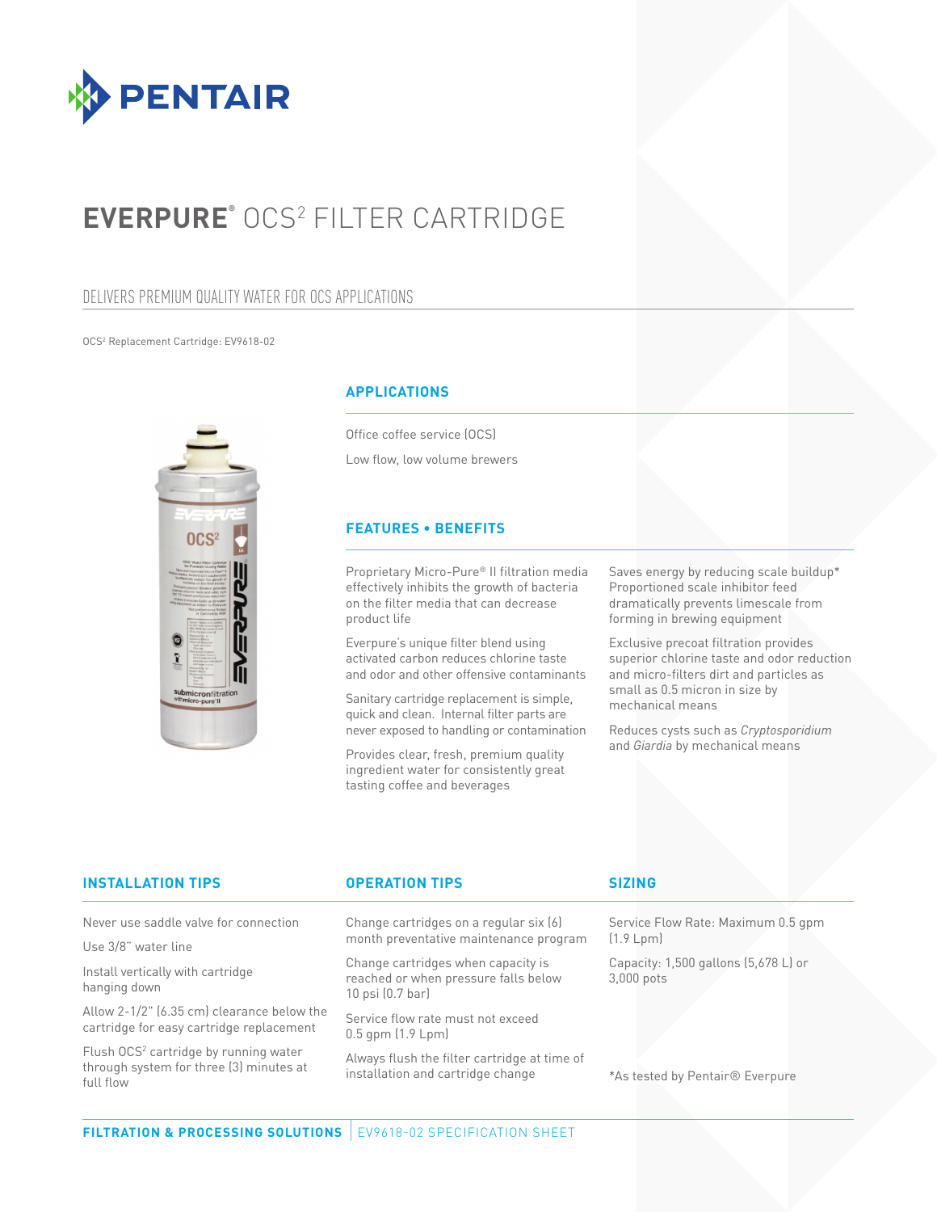PENTAIR

# EVERPURE® OCS$^2$ FILTER CARTRIDGE

## DELIVERS PREMIUM QUALITY WATER FOR OCS APPLICATIONS

OCS$^2$ Replacement Cartridge: EV9618-02

### APPLICATIONS

Office coffee service (OCS)

Low flow, low volume brewers

### FEATURES • BENEFITS

Proprietary Micro-Pure® II filtration media effectively inhibits the growth of bacteria on the filter media that can decrease product life

Everpure's unique filter blend using activated carbon reduces chlorine taste and odor and other offensive contaminants

Sanitary cartridge replacement is simple, quick and clean. Internal filter parts are never exposed to handling or contamination

Provides clear, fresh, premium quality ingredient water for consistently great tasting coffee and beverages

Saves energy by reducing scale buildup* Proportioned scale inhibitor feed dramatically prevents limescale from forming in brewing equipment

Exclusive precoat filtration provides superior chlorine taste and odor reduction and micro-filters dirt and particles as small as 0.5 micron in size by mechanical means

Reduces cysts such as *Cryptosporidium* and *Giardia* by mechanical means

### INSTALLATION TIPS

Never use saddle valve for connection

Use 3/8" water line

Install vertically with cartridge hanging down

Allow 2-1/2" (6.35 cm) clearance below the cartridge for easy cartridge replacement

Flush OCS$^2$ cartridge by running water through system for three (3) minutes at full flow

### OPERATION TIPS

Change cartridges on a regular six (6) month preventative maintenance program

Change cartridges when capacity is reached or when pressure falls below 10 psi (0.7 bar)

Service flow rate must not exceed 0.5 gpm (1.9 Lpm)

Always flush the filter cartridge at time of installation and cartridge change

### SIZING

Service Flow Rate: Maximum 0.5 gpm (1.9 Lpm)

Capacity: 1,500 gallons (5,678 L) or 3,000 pots

*As tested by Pentair® Everpure

**FILTRATION & PROCESSING SOLUTIONS** | EV9618-02 SPECIFICATION SHEET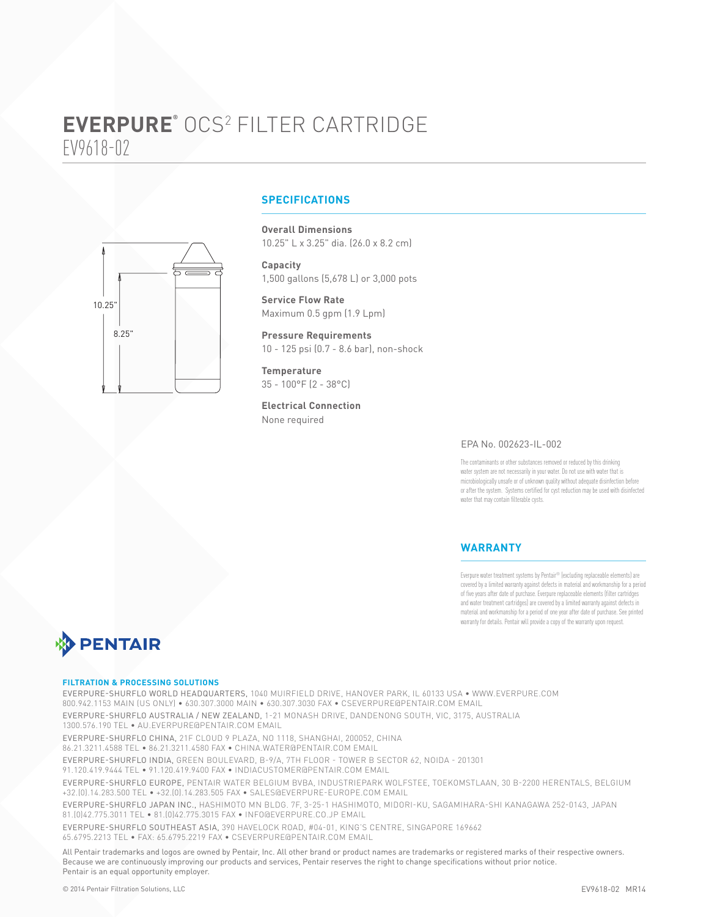# EVERPURE® OCS² FILTER CARTRIDGE

EV9618-02

10.25"

8.25"

## SPECIFICATIONS

**Overall Dimensions**
10.25" L x 3.25" dia. (26.0 x 8.2 cm)

**Capacity**
1,500 gallons (5,678 L) or 3,000 pots

**Service Flow Rate**
Maximum 0.5 gpm (1.9 Lpm)

**Pressure Requirements**
10 - 125 psi (0.7 - 8.6 bar), non-shock

**Temperature**
35 - 100°F (2 - 38°C)

**Electrical Connection**
None required

EPA No. 002623-IL-002

The contaminants or other substances removed or reduced by this drinking water system are not necessarily in your water. Do not use with water that is microbiologically unsafe or of unknown quality without adequate disinfection before or after the system. Systems certified for cyst reduction may be used with disinfected water that may contain filterable cysts.

## WARRANTY

Everpure water treatment systems by Pentair® (excluding replaceable elements) are covered by a limited warranty against defects in material and workmanship for a period of five years after date of purchase. Everpure replaceable elements (filter cartridges and water treatment cartridges) are covered by a limited warranty against defects in material and workmanship for a period of one year after date of purchase. See printed warranty for details. Pentair will provide a copy of the warranty upon request.

PENTAIR

**FILTRATION & PROCESSING SOLUTIONS**

EVERPURE-SHURFLO WORLD HEADQUARTERS, 1040 MUIRFIELD DRIVE, HANOVER PARK, IL 60133 USA • WWW.EVERPURE.COM
800.942.1153 MAIN (US ONLY) • 630.307.3000 MAIN • 630.307.3030 FAX • CSEVERPURE@PENTAIR.COM EMAIL

EVERPURE-SHURFLO AUSTRALIA / NEW ZEALAND, 1-21 MONASH DRIVE, DANDENONG SOUTH, VIC, 3175, AUSTRALIA
1300.576.190 TEL • AU.EVERPURE@PENTAIR.COM EMAIL

EVERPURE-SHURFLO CHINA, 21F CLOUD 9 PLAZA, NO 1118, SHANGHAI, 200052, CHINA
86.21.3211.4588 TEL • 86.21.3211.4580 FAX • CHINA.WATER@PENTAIR.COM EMAIL

EVERPURE-SHURFLO INDIA, GREEN BOULEVARD, B-9/A, 7TH FLOOR - TOWER B SECTOR 62, NOIDA - 201301
91.120.419.9444 TEL • 91.120.419.9400 FAX • INDIACUSTOMER@PENTAIR.COM EMAIL

EVERPURE-SHURFLO EUROPE, PENTAIR WATER BELGIUM BVBA, INDUSTRIEPARK WOLFSTEE, TOEKOMSTLAAN, 30 B-2200 HERENTALS, BELGIUM
+32.(0).14.283.500 TEL • +32.(0).14.283.505 FAX • SALES@EVERPURE-EUROPE.COM EMAIL

EVERPURE-SHURFLO JAPAN INC., HASHIMOTO MN BLDG. 7F, 3-25-1 HASHIMOTO, MIDORI-KU, SAGAMIHARA-SHI KANAGAWA 252-0143, JAPAN
81.(0)42.775.3011 TEL • 81.(0)42.775.3015 FAX • INFO@EVERPURE.CO.JP EMAIL

EVERPURE-SHURFLO SOUTHEAST ASIA, 390 HAVELOCK ROAD, #04-01, KING'S CENTRE, SINGAPORE 169662
65.6795.2213 TEL • FAX: 65.6795.2219 FAX • CSEVERPURE@PENTAIR.COM EMAIL

All Pentair trademarks and logos are owned by Pentair, Inc. All other brand or product names are trademarks or registered marks of their respective owners. Because we are continuously improving our products and services, Pentair reserves the right to change specifications without prior notice.
Pentair is an equal opportunity employer.

© 2014 Pentair Filtration Solutions, LLC

EV9618-02 MR14